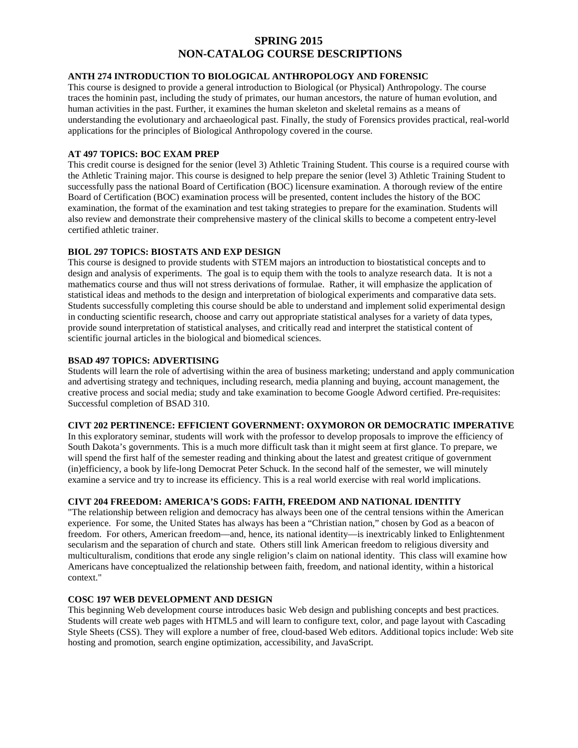# SPRING 2015
# NON-CATALOG COURSE DESCRIPTIONS

**ANTH 274 INTRODUCTION TO BIOLOGICAL ANTHROPOLOGY AND FORENSIC**

This course is designed to provide a general introduction to Biological (or Physical) Anthropology. The course traces the hominin past, including the study of primates, our human ancestors, the nature of human evolution, and human activities in the past. Further, it examines the human skeleton and skeletal remains as a means of understanding the evolutionary and archaeological past. Finally, the study of Forensics provides practical, real-world applications for the principles of Biological Anthropology covered in the course.

**AT 497 TOPICS: BOC EXAM PREP**

This credit course is designed for the senior (level 3) Athletic Training Student. This course is a required course with the Athletic Training major. This course is designed to help prepare the senior (level 3) Athletic Training Student to successfully pass the national Board of Certification (BOC) licensure examination. A thorough review of the entire Board of Certification (BOC) examination process will be presented, content includes the history of the BOC examination, the format of the examination and test taking strategies to prepare for the examination. Students will also review and demonstrate their comprehensive mastery of the clinical skills to become a competent entry-level certified athletic trainer.

**BIOL 297 TOPICS: BIOSTATS AND EXP DESIGN**

This course is designed to provide students with STEM majors an introduction to biostatistical concepts and to design and analysis of experiments. The goal is to equip them with the tools to analyze research data. It is not a mathematics course and thus will not stress derivations of formulae. Rather, it will emphasize the application of statistical ideas and methods to the design and interpretation of biological experiments and comparative data sets. Students successfully completing this course should be able to understand and implement solid experimental design in conducting scientific research, choose and carry out appropriate statistical analyses for a variety of data types, provide sound interpretation of statistical analyses, and critically read and interpret the statistical content of scientific journal articles in the biological and biomedical sciences.

**BSAD 497 TOPICS: ADVERTISING**

Students will learn the role of advertising within the area of business marketing; understand and apply communication and advertising strategy and techniques, including research, media planning and buying, account management, the creative process and social media; study and take examination to become Google Adword certified. Pre-requisites: Successful completion of BSAD 310.

**CIVT 202 PERTINENCE: EFFICIENT GOVERNMENT: OXYMORON OR DEMOCRATIC IMPERATIVE**

In this exploratory seminar, students will work with the professor to develop proposals to improve the efficiency of South Dakota's governments. This is a much more difficult task than it might seem at first glance. To prepare, we will spend the first half of the semester reading and thinking about the latest and greatest critique of government (in)efficiency, a book by life-long Democrat Peter Schuck. In the second half of the semester, we will minutely examine a service and try to increase its efficiency. This is a real world exercise with real world implications.

**CIVT 204 FREEDOM: AMERICA'S GODS: FAITH, FREEDOM AND NATIONAL IDENTITY**

"The relationship between religion and democracy has always been one of the central tensions within the American experience. For some, the United States has always has been a "Christian nation," chosen by God as a beacon of freedom. For others, American freedom—and, hence, its national identity—is inextricably linked to Enlightenment secularism and the separation of church and state. Others still link American freedom to religious diversity and multiculturalism, conditions that erode any single religion's claim on national identity. This class will examine how Americans have conceptualized the relationship between faith, freedom, and national identity, within a historical context."

**COSC 197 WEB DEVELOPMENT AND DESIGN**

This beginning Web development course introduces basic Web design and publishing concepts and best practices. Students will create web pages with HTML5 and will learn to configure text, color, and page layout with Cascading Style Sheets (CSS). They will explore a number of free, cloud-based Web editors. Additional topics include: Web site hosting and promotion, search engine optimization, accessibility, and JavaScript.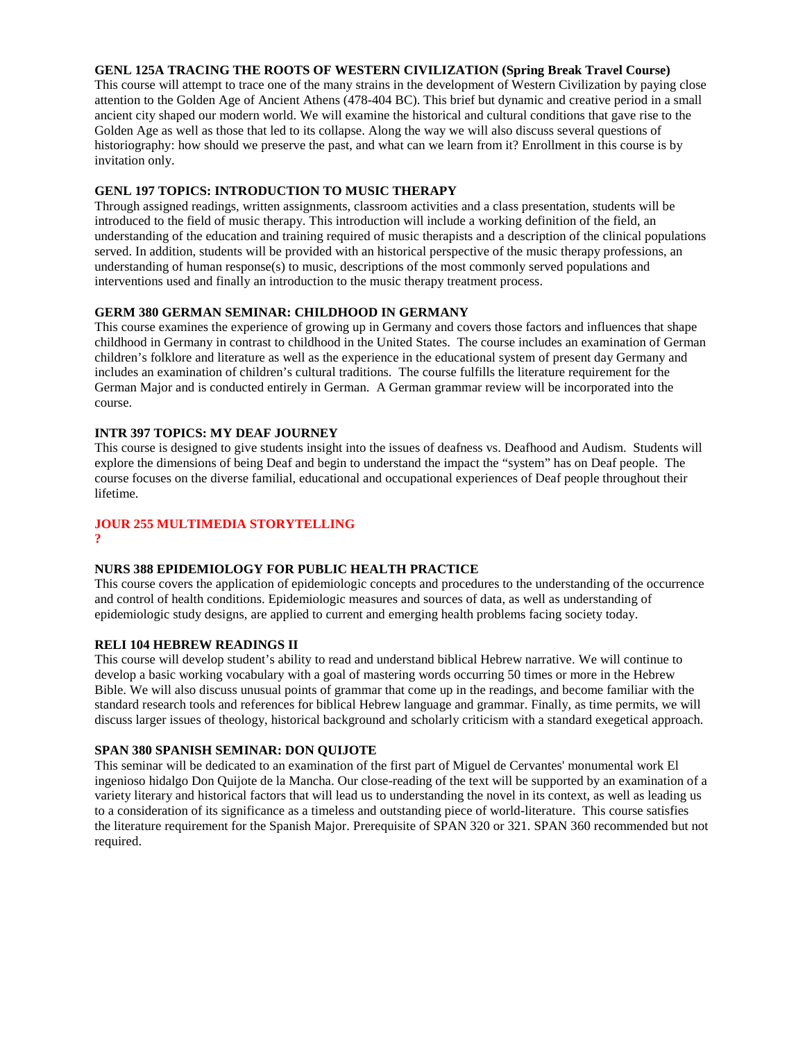**GENL 125A TRACING THE ROOTS OF WESTERN CIVILIZATION (Spring Break Travel Course)**
This course will attempt to trace one of the many strains in the development of Western Civilization by paying close attention to the Golden Age of Ancient Athens (478-404 BC). This brief but dynamic and creative period in a small ancient city shaped our modern world. We will examine the historical and cultural conditions that gave rise to the Golden Age as well as those that led to its collapse. Along the way we will also discuss several questions of historiography: how should we preserve the past, and what can we learn from it? Enrollment in this course is by invitation only.

**GENL 197 TOPICS: INTRODUCTION TO MUSIC THERAPY**
Through assigned readings, written assignments, classroom activities and a class presentation, students will be introduced to the field of music therapy. This introduction will include a working definition of the field, an understanding of the education and training required of music therapists and a description of the clinical populations served. In addition, students will be provided with an historical perspective of the music therapy professions, an understanding of human response(s) to music, descriptions of the most commonly served populations and interventions used and finally an introduction to the music therapy treatment process.

**GERM 380 GERMAN SEMINAR: CHILDHOOD IN GERMANY**
This course examines the experience of growing up in Germany and covers those factors and influences that shape childhood in Germany in contrast to childhood in the United States. The course includes an examination of German children's folklore and literature as well as the experience in the educational system of present day Germany and includes an examination of children's cultural traditions. The course fulfills the literature requirement for the German Major and is conducted entirely in German. A German grammar review will be incorporated into the course.

**INTR 397 TOPICS: MY DEAF JOURNEY**
This course is designed to give students insight into the issues of deafness vs. Deafhood and Audism. Students will explore the dimensions of being Deaf and begin to understand the impact the "system" has on Deaf people. The course focuses on the diverse familial, educational and occupational experiences of Deaf people throughout their lifetime.

**JOUR 255 MULTIMEDIA STORYTELLING**
**?**

**NURS 388 EPIDEMIOLOGY FOR PUBLIC HEALTH PRACTICE**
This course covers the application of epidemiologic concepts and procedures to the understanding of the occurrence and control of health conditions. Epidemiologic measures and sources of data, as well as understanding of epidemiologic study designs, are applied to current and emerging health problems facing society today.

**RELI 104 HEBREW READINGS II**
This course will develop student's ability to read and understand biblical Hebrew narrative. We will continue to develop a basic working vocabulary with a goal of mastering words occurring 50 times or more in the Hebrew Bible. We will also discuss unusual points of grammar that come up in the readings, and become familiar with the standard research tools and references for biblical Hebrew language and grammar. Finally, as time permits, we will discuss larger issues of theology, historical background and scholarly criticism with a standard exegetical approach.

**SPAN 380 SPANISH SEMINAR: DON QUIJOTE**
This seminar will be dedicated to an examination of the first part of Miguel de Cervantes' monumental work El ingenioso hidalgo Don Quijote de la Mancha. Our close-reading of the text will be supported by an examination of a variety literary and historical factors that will lead us to understanding the novel in its context, as well as leading us to a consideration of its significance as a timeless and outstanding piece of world-literature. This course satisfies the literature requirement for the Spanish Major. Prerequisite of SPAN 320 or 321. SPAN 360 recommended but not required.